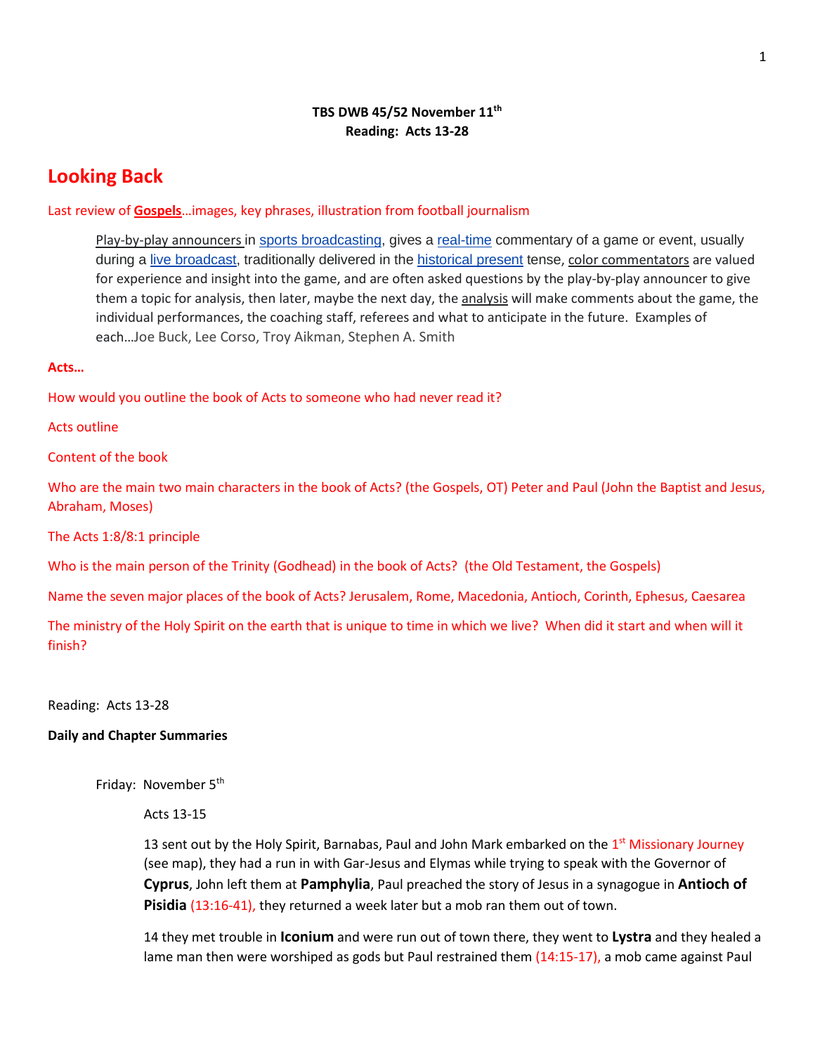**TBS DWB 45/52 November 11th**
**Reading: Acts 13-28**

# Looking Back

Last review of **Gospels**…images, key phrases, illustration from football journalism

> Play-by-play announcers in sports broadcasting, gives a real-time commentary of a game or event, usually during a live broadcast, traditionally delivered in the historical present tense, color commentators are valued for experience and insight into the game, and are often asked questions by the play-by-play announcer to give them a topic for analysis, then later, maybe the next day, the analysis will make comments about the game, the individual performances, the coaching staff, referees and what to anticipate in the future. Examples of each…Joe Buck, Lee Corso, Troy Aikman, Stephen A. Smith

**Acts…**

How would you outline the book of Acts to someone who had never read it?

Acts outline

Content of the book

Who are the main two main characters in the book of Acts? (the Gospels, OT) Peter and Paul (John the Baptist and Jesus, Abraham, Moses)

The Acts 1:8/8:1 principle

Who is the main person of the Trinity (Godhead) in the book of Acts? (the Old Testament, the Gospels)

Name the seven major places of the book of Acts? Jerusalem, Rome, Macedonia, Antioch, Corinth, Ephesus, Caesarea

The ministry of the Holy Spirit on the earth that is unique to time in which we live? When did it start and when will it finish?

Reading: Acts 13-28

**Daily and Chapter Summaries**

Friday: November 5th

Acts 13-15

13 sent out by the Holy Spirit, Barnabas, Paul and John Mark embarked on the 1st Missionary Journey (see map), they had a run in with Gar-Jesus and Elymas while trying to speak with the Governor of **Cyprus**, John left them at **Pamphylia**, Paul preached the story of Jesus in a synagogue in **Antioch of Pisidia** (13:16-41), they returned a week later but a mob ran them out of town.

14 they met trouble in **Iconium** and were run out of town there, they went to **Lystra** and they healed a lame man then were worshiped as gods but Paul restrained them (14:15-17), a mob came against Paul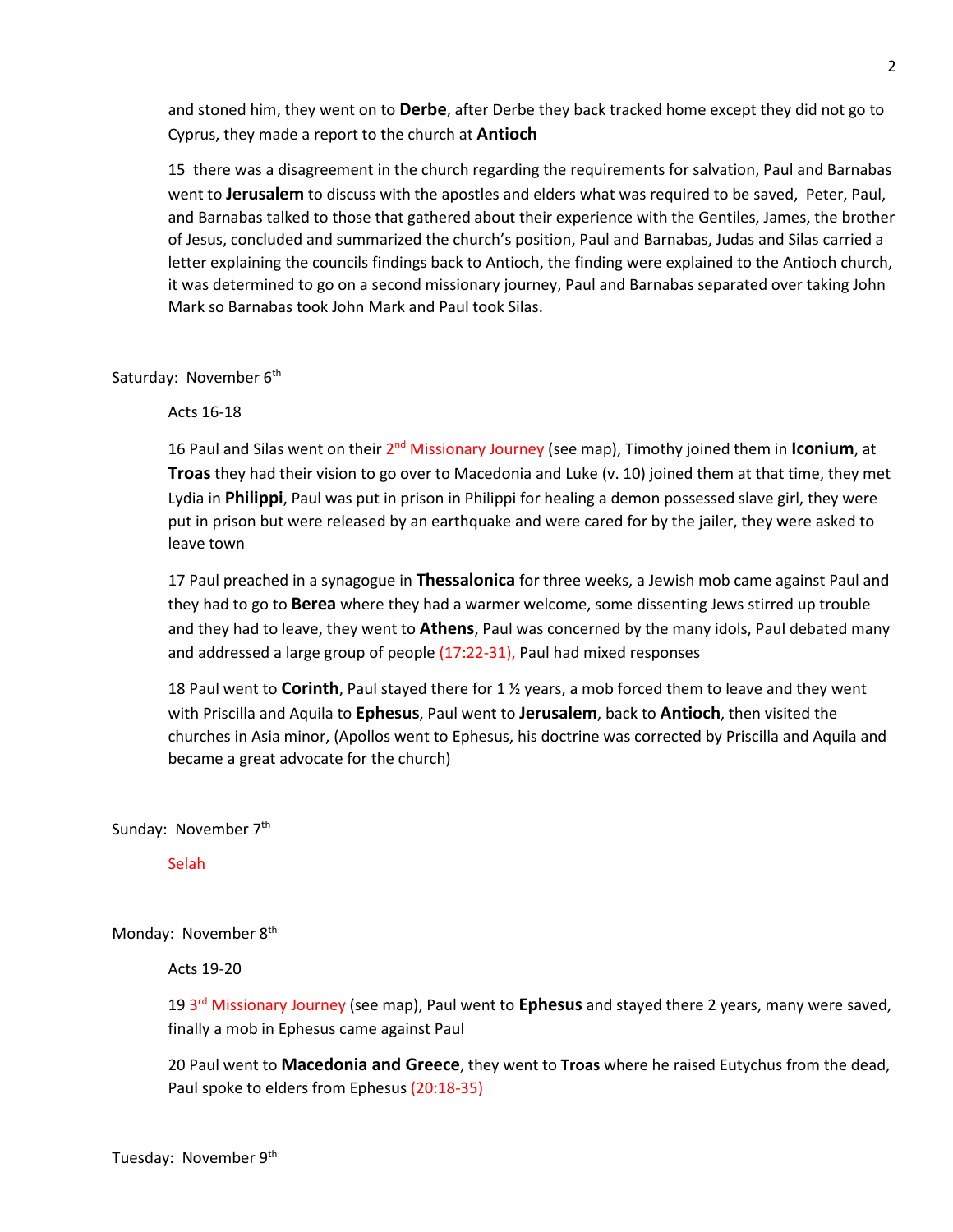and stoned him, they went on to **Derbe**, after Derbe they back tracked home except they did not go to Cyprus, they made a report to the church at **Antioch**

15 there was a disagreement in the church regarding the requirements for salvation, Paul and Barnabas went to **Jerusalem** to discuss with the apostles and elders what was required to be saved, Peter, Paul, and Barnabas talked to those that gathered about their experience with the Gentiles, James, the brother of Jesus, concluded and summarized the church's position, Paul and Barnabas, Judas and Silas carried a letter explaining the councils findings back to Antioch, the finding were explained to the Antioch church, it was determined to go on a second missionary journey, Paul and Barnabas separated over taking John Mark so Barnabas took John Mark and Paul took Silas.

Saturday: November 6th

Acts 16-18

16 Paul and Silas went on their 2nd Missionary Journey (see map), Timothy joined them in **Iconium**, at **Troas** they had their vision to go over to Macedonia and Luke (v. 10) joined them at that time, they met Lydia in **Philippi**, Paul was put in prison in Philippi for healing a demon possessed slave girl, they were put in prison but were released by an earthquake and were cared for by the jailer, they were asked to leave town

17 Paul preached in a synagogue in **Thessalonica** for three weeks, a Jewish mob came against Paul and they had to go to **Berea** where they had a warmer welcome, some dissenting Jews stirred up trouble and they had to leave, they went to **Athens**, Paul was concerned by the many idols, Paul debated many and addressed a large group of people (17:22-31), Paul had mixed responses

18 Paul went to **Corinth**, Paul stayed there for 1 ½ years, a mob forced them to leave and they went with Priscilla and Aquila to **Ephesus**, Paul went to **Jerusalem**, back to **Antioch**, then visited the churches in Asia minor, (Apollos went to Ephesus, his doctrine was corrected by Priscilla and Aquila and became a great advocate for the church)

Sunday: November 7th

Selah

Monday: November 8th

Acts 19-20

19 3rd Missionary Journey (see map), Paul went to **Ephesus** and stayed there 2 years, many were saved, finally a mob in Ephesus came against Paul

20 Paul went to **Macedonia and Greece**, they went to **Troas** where he raised Eutychus from the dead, Paul spoke to elders from Ephesus (20:18-35)

Tuesday: November 9th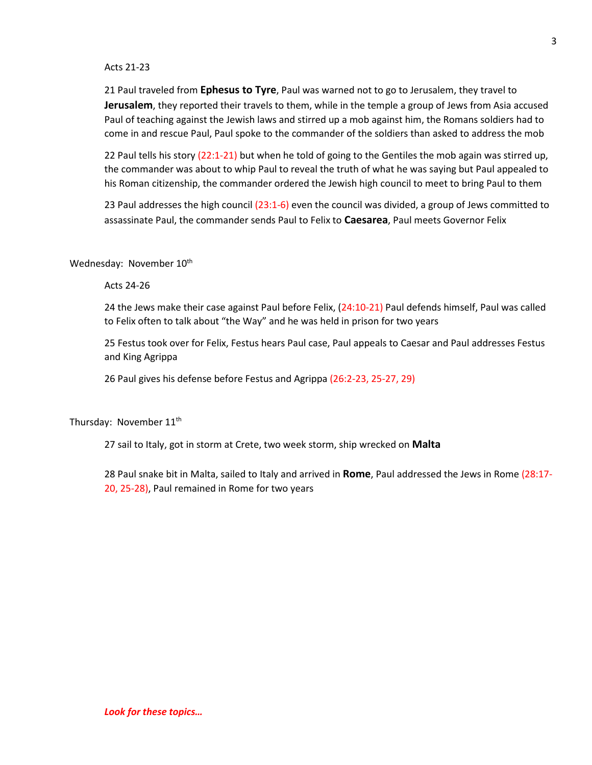Acts 21-23

21 Paul traveled from **Ephesus to Tyre**, Paul was warned not to go to Jerusalem, they travel to **Jerusalem**, they reported their travels to them, while in the temple a group of Jews from Asia accused Paul of teaching against the Jewish laws and stirred up a mob against him, the Romans soldiers had to come in and rescue Paul, Paul spoke to the commander of the soldiers than asked to address the mob

22 Paul tells his story (22:1-21) but when he told of going to the Gentiles the mob again was stirred up, the commander was about to whip Paul to reveal the truth of what he was saying but Paul appealed to his Roman citizenship, the commander ordered the Jewish high council to meet to bring Paul to them

23 Paul addresses the high council (23:1-6) even the council was divided, a group of Jews committed to assassinate Paul, the commander sends Paul to Felix to **Caesarea**, Paul meets Governor Felix

Wednesday: November 10th

Acts 24-26

24 the Jews make their case against Paul before Felix, (24:10-21) Paul defends himself, Paul was called to Felix often to talk about “the Way” and he was held in prison for two years

25 Festus took over for Felix, Festus hears Paul case, Paul appeals to Caesar and Paul addresses Festus and King Agrippa

26 Paul gives his defense before Festus and Agrippa (26:2-23, 25-27, 29)

Thursday: November 11th

27 sail to Italy, got in storm at Crete, two week storm, ship wrecked on **Malta**

28 Paul snake bit in Malta, sailed to Italy and arrived in **Rome**, Paul addressed the Jews in Rome (28:17-20, 25-28), Paul remained in Rome for two years

***Look for these topics…***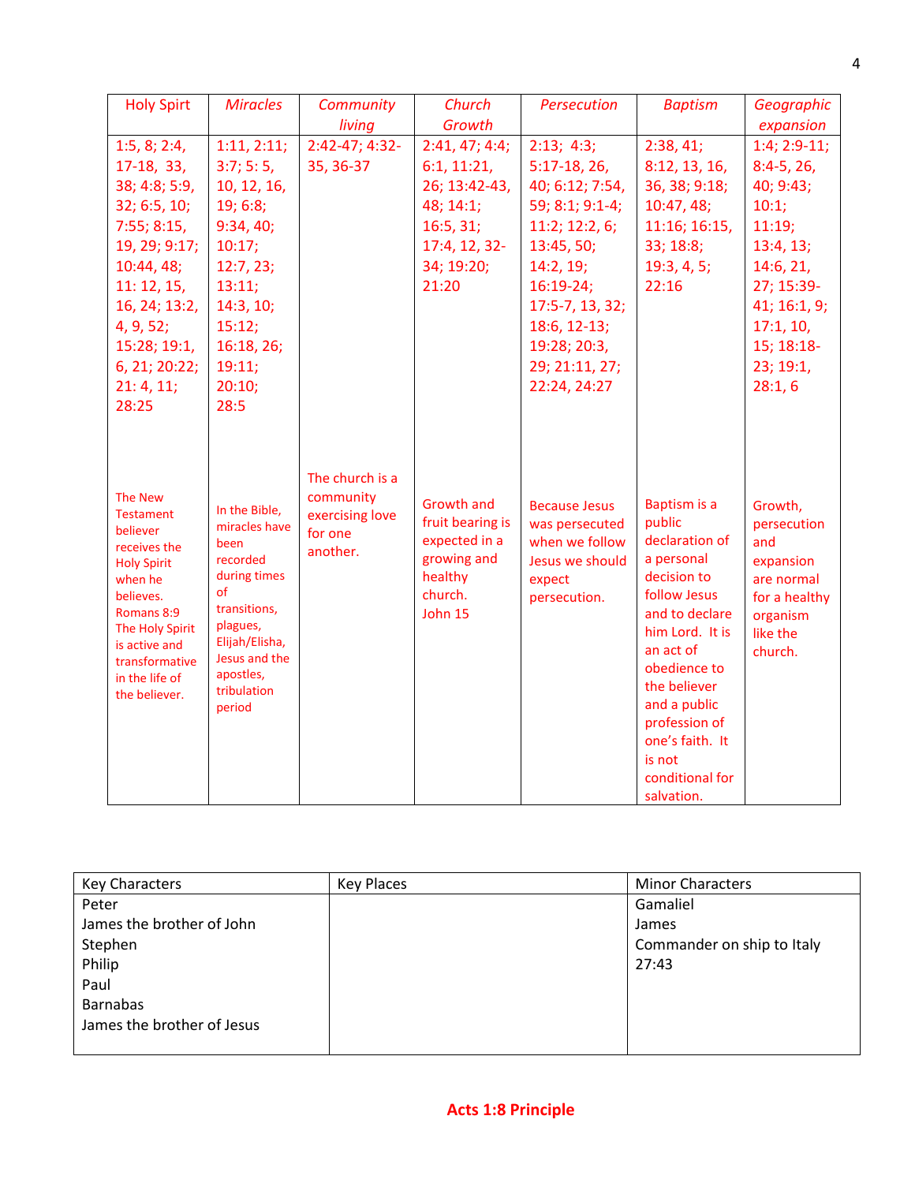| Holy Spirt | Miracles | Community living | Church Growth | Persecution | Baptism | Geographic expansion |
|---|---|---|---|---|---|---|
| 1:5, 8; 2:4, 17-18, 33, 38; 4:8; 5:9, 32; 6:5, 10; 7:55; 8:15, 19, 29; 9:17; 10:44, 48; 11: 12, 15, 16, 24; 13:2, 4, 9, 52; 15:28; 19:1, 6, 21; 20:22; 21: 4, 11; 28:25 | 1:11, 2:11; 3:7; 5: 5, 10, 12, 16, 19; 6:8; 9:34, 40; 10:17; 12:7, 23; 13:11; 14:3, 10; 15:12; 16:18, 26; 19:11; 20:10; 28:5 | 2:42-47; 4:32-35, 36-37 | 2:41, 47; 4:4; 6:1, 11:21, 26; 13:42-43, 48; 14:1; 16:5, 31; 17:4, 12, 32-34; 19:20; 21:20 | 2:13; 4:3; 5:17-18, 26, 40; 6:12; 7:54, 59; 8:1; 9:1-4; 11:2; 12:2, 6; 13:45, 50; 14:2, 19; 16:19-24; 17:5-7, 13, 32; 18:6, 12-13; 19:28; 20:3, 29; 21:11, 27; 22:24, 24:27 | 2:38, 41; 8:12, 13, 16, 36, 38; 9:18; 10:47, 48; 11:16; 16:15, 33; 18:8; 19:3, 4, 5; 22:16 | 1:4; 2:9-11; 8:4-5, 26, 40; 9:43; 10:1; 11:19; 13:4, 13; 14:6, 21, 27; 15:39-41; 16:1, 9; 17:1, 10, 15; 18:18-23; 19:1, 28:1, 6 |
| The New Testament believer receives the Holy Spirit when he believes. Romans 8:9 The Holy Spirit is active and transformative in the life of the believer. | In the Bible, miracles have been recorded during times of transitions, plagues, Elijah/Elisha, Jesus and the apostles, tribulation period | The church is a community exercising love for one another. | Growth and fruit bearing is expected in a growing and healthy church. John 15 | Because Jesus was persecuted when we follow Jesus we should expect persecution. | Baptism is a public declaration of a personal decision to follow Jesus and to declare him Lord. It is an act of obedience to the believer and a public profession of one's faith. It is not conditional for salvation. | Growth, persecution and expansion are normal for a healthy organism like the church. |

| Key Characters | Key Places | Minor Characters |
|---|---|---|
| Peter<br>James the brother of John<br>Stephen<br>Philip<br>Paul<br>Barnabas<br>James the brother of Jesus | | Gamaliel<br>James<br>Commander on ship to Italy 27:43 |

**Acts 1:8 Principle**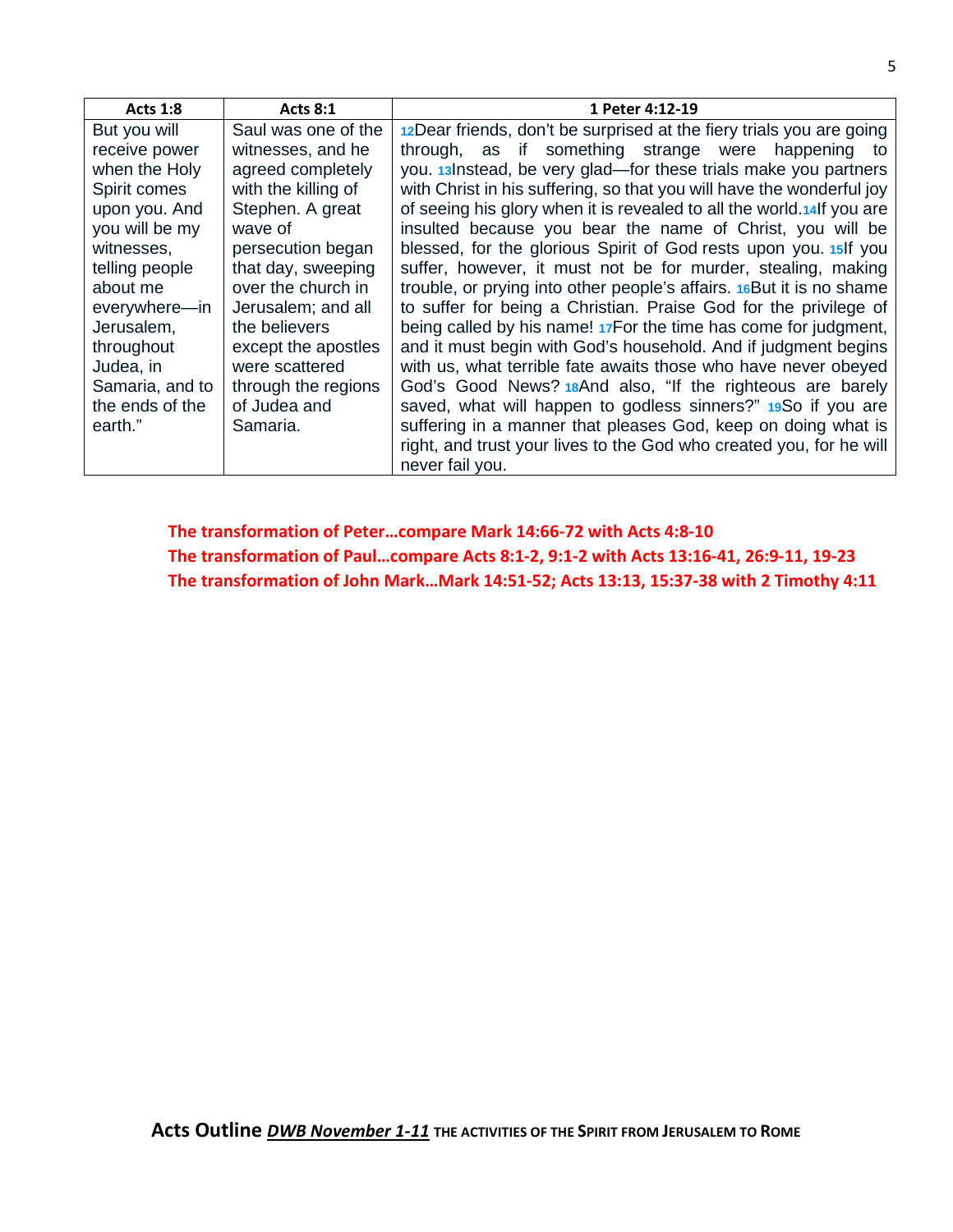| Acts 1:8 | Acts 8:1 | 1 Peter 4:12-19 |
|---|---|---|
| But you will receive power when the Holy Spirit comes upon you. And you will be my witnesses, telling people about me everywhere—in Jerusalem, throughout Judea, in Samaria, and to the ends of the earth." | Saul was one of the witnesses, and he agreed completely with the killing of Stephen. A great wave of persecution began that day, sweeping over the church in Jerusalem; and all the believers except the apostles were scattered through the regions of Judea and Samaria. | 12Dear friends, don't be surprised at the fiery trials you are going through, as if something strange were happening to you. 13Instead, be very glad—for these trials make you partners with Christ in his suffering, so that you will have the wonderful joy of seeing his glory when it is revealed to all the world.14If you are insulted because you bear the name of Christ, you will be blessed, for the glorious Spirit of God rests upon you. 15If you suffer, however, it must not be for murder, stealing, making trouble, or prying into other people's affairs. 16But it is no shame to suffer for being a Christian. Praise God for the privilege of being called by his name! 17For the time has come for judgment, and it must begin with God's household. And if judgment begins with us, what terrible fate awaits those who have never obeyed God's Good News? 18And also, "If the righteous are barely saved, what will happen to godless sinners?" 19So if you are suffering in a manner that pleases God, keep on doing what is right, and trust your lives to the God who created you, for he will never fail you. |

**The transformation of Peter…compare Mark 14:66-72 with Acts 4:8-10**
**The transformation of Paul…compare Acts 8:1-2, 9:1-2 with Acts 13:16-41, 26:9-11, 19-23**
**The transformation of John Mark…Mark 14:51-52; Acts 13:13, 15:37-38 with 2 Timothy 4:11**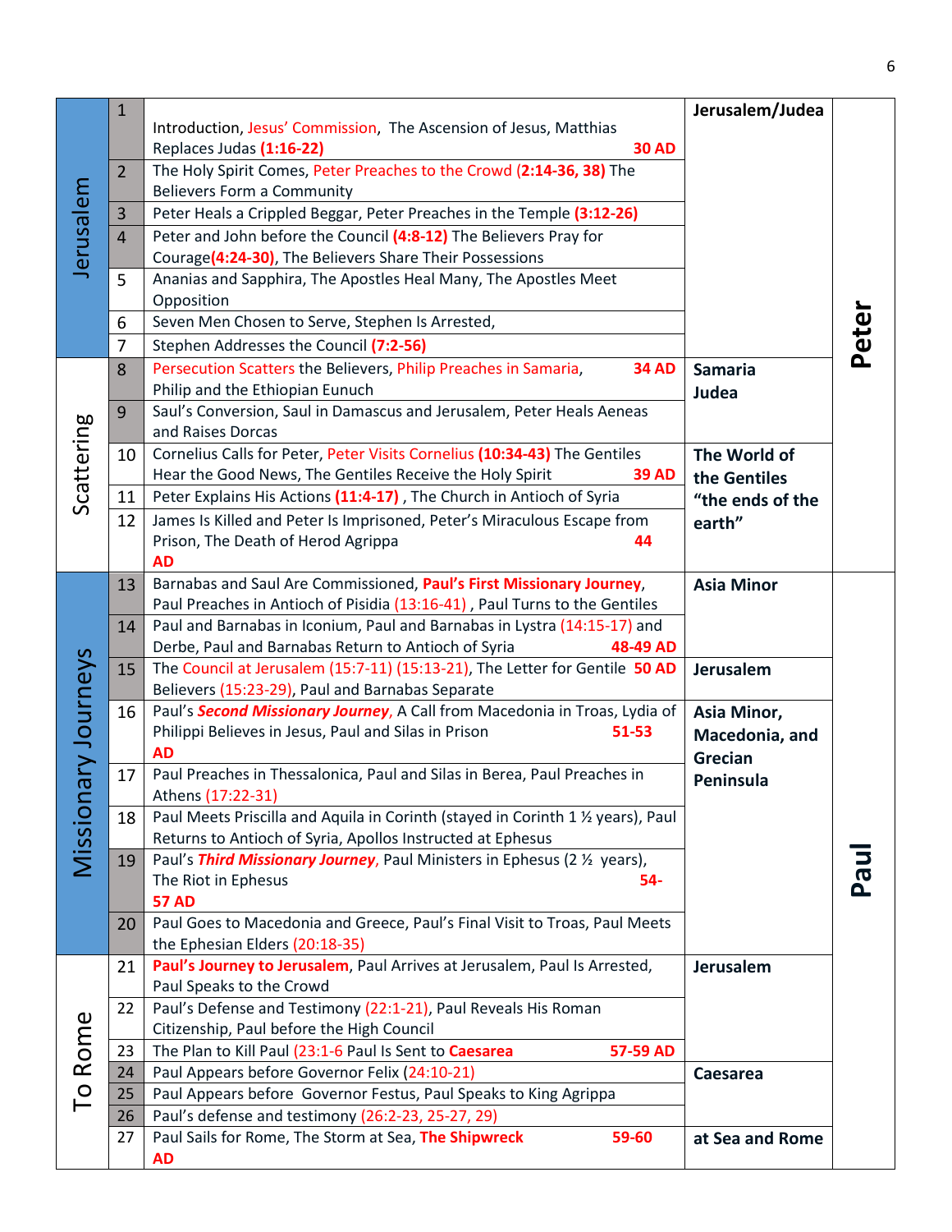| Section | Ch. | Content | Region | Apostle |
|---|---|---|---|---|
| Jerusalem | 1 | Introduction, Jesus' Commission, The Ascension of Jesus, Matthias Replaces Judas **(1:16-22)** **30 AD** | **Jerusalem/Judea** | **Peter** |
| | 2 | The Holy Spirit Comes, Peter Preaches to the Crowd **(2:14-36, 38)** The Believers Form a Community | | |
| | 3 | Peter Heals a Crippled Beggar, Peter Preaches in the Temple **(3:12-26)** | | |
| | 4 | Peter and John before the Council **(4:8-12)** The Believers Pray for Courage**(4:24-30)**, The Believers Share Their Possessions | | |
| | 5 | Ananias and Sapphira, The Apostles Heal Many, The Apostles Meet Opposition | | |
| | 6 | Seven Men Chosen to Serve, Stephen Is Arrested, | | |
| | 7 | Stephen Addresses the Council **(7:2-56)** | | |
| Scattering | 8 | Persecution Scatters the Believers, Philip Preaches in Samaria, Philip and the Ethiopian Eunuch **34 AD** | **Samaria Judea** | |
| | 9 | Saul's Conversion, Saul in Damascus and Jerusalem, Peter Heals Aeneas and Raises Dorcas | | |
| | 10 | Cornelius Calls for Peter, Peter Visits Cornelius **(10:34-43)** The Gentiles Hear the Good News, The Gentiles Receive the Holy Spirit **39 AD** | **The World of the Gentiles "the ends of the earth"** | |
| | 11 | Peter Explains His Actions **(11:4-17)** , The Church in Antioch of Syria | | |
| | 12 | James Is Killed and Peter Is Imprisoned, Peter's Miraculous Escape from Prison, The Death of Herod Agrippa **44 AD** | | |
| Missionary Journeys | 13 | Barnabas and Saul Are Commissioned, **Paul's First Missionary Journey**, Paul Preaches in Antioch of Pisidia (13:16-41) , Paul Turns to the Gentiles | **Asia Minor** | **Paul** |
| | 14 | Paul and Barnabas in Iconium, Paul and Barnabas in Lystra (14:15-17) and Derbe, Paul and Barnabas Return to Antioch of Syria **48-49 AD** | | |
| | 15 | The Council at Jerusalem (15:7-11) (15:13-21), The Letter for Gentile Believers (15:23-29), Paul and Barnabas Separate **50 AD** | **Jerusalem** | |
| | 16 | Paul's ***Second Missionary Journey***, A Call from Macedonia in Troas, Lydia of Philippi Believes in Jesus, Paul and Silas in Prison **51-53 AD** | **Asia Minor, Macedonia, and Grecian Peninsula** | |
| | 17 | Paul Preaches in Thessalonica, Paul and Silas in Berea, Paul Preaches in Athens (17:22-31) | | |
| | 18 | Paul Meets Priscilla and Aquila in Corinth (stayed in Corinth 1 ½ years), Paul Returns to Antioch of Syria, Apollos Instructed at Ephesus | | |
| | 19 | Paul's ***Third Missionary Journey***, Paul Ministers in Ephesus (2 ½ years), The Riot in Ephesus **54-57 AD** | | |
| | 20 | Paul Goes to Macedonia and Greece, Paul's Final Visit to Troas, Paul Meets the Ephesian Elders (20:18-35) | | |
| To Rome | 21 | **Paul's Journey to Jerusalem**, Paul Arrives at Jerusalem, Paul Is Arrested, Paul Speaks to the Crowd | **Jerusalem** | |
| | 22 | Paul's Defense and Testimony (22:1-21), Paul Reveals His Roman Citizenship, Paul before the High Council | | |
| | 23 | The Plan to Kill Paul (23:1-6 Paul Is Sent to **Caesarea** **57-59 AD** | | |
| | 24 | Paul Appears before Governor Felix (24:10-21) | **Caesarea** | |
| | 25 | Paul Appears before Governor Festus, Paul Speaks to King Agrippa | | |
| | 26 | Paul's defense and testimony (26:2-23, 25-27, 29) | | |
| | 27 | Paul Sails for Rome, The Storm at Sea, **The Shipwreck** **59-60 AD** | **at Sea and Rome** | |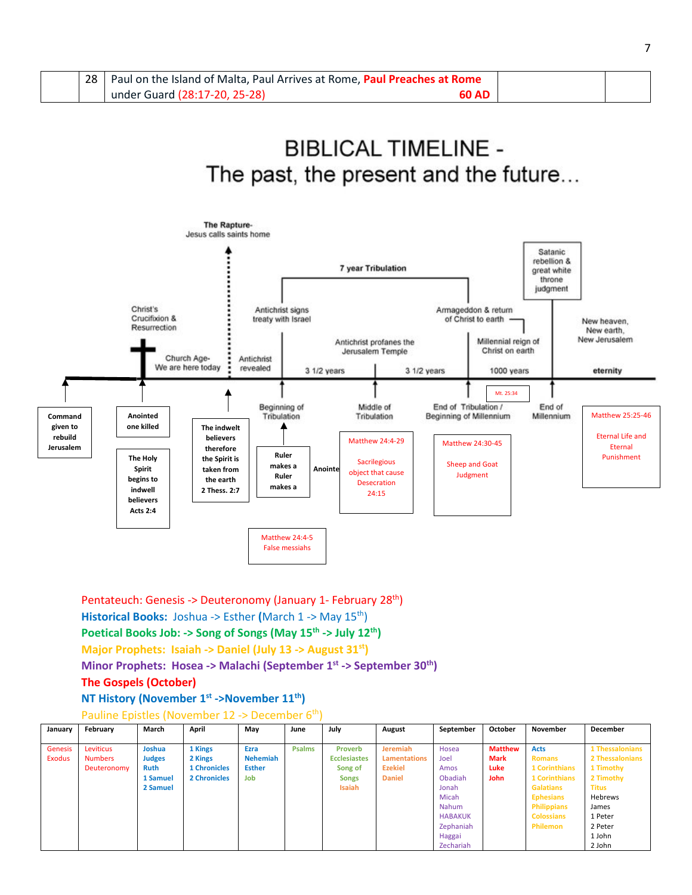| | 28 | Paul on the Island of Malta, Paul Arrives at Rome, **Paul Preaches at Rome** under Guard (28:17-20, 25-28) **60 AD** | | |
|---|---|---|---|---|

# BIBLICAL TIMELINE - The past, the present and the future…

The Rapture- Jesus calls saints home

7 year Tribulation

Satanic rebellion & great white throne judgment

Christ's Crucifixion & Resurrection

Antichrist signs treaty with Israel

Armageddon & return of Christ to earth

New heaven, New earth, New Jerusalem

Antichrist profanes the Jerusalem Temple

Millennial reign of Christ on earth

Church Age- We are here today

Antichrist revealed

3 1/2 years | 3 1/2 years | 1000 years | eternity

Mt. 25:34

Beginning of Tribulation

Middle of Tribulation

End of Tribulation / Beginning of Millennium

End of Millennium

Command given to rebuild Jerusalem

Anointed one killed

The Holy Spirit begins to indwell believers Acts 2:4

The indwelt believers therefore the Spirit is taken from the earth 2 Thess. 2:7

Ruler makes a Ruler makes a

Anointe

Matthew 24:4-29

Sacrilegious object that cause Desecration 24:15

Matthew 24:30-45

Sheep and Goat Judgment

Matthew 25:25-46

Eternal Life and Eternal Punishment

Matthew 24:4-5 False messiahs

Pentateuch: Genesis -> Deuteronomy (January 1- February 28th)

**Historical Books:** Joshua -> Esther (March 1 -> May 15th)

**Poetical Books Job: -> Song of Songs (May 15th -> July 12th)**

**Major Prophets: Isaiah -> Daniel (July 13 -> August 31st)**

**Minor Prophets: Hosea -> Malachi (September 1st -> September 30th)**

**The Gospels (October)**

**NT History (November 1st ->November 11th)**

Pauline Epistles (November 12 -> December 6th)

| January | February | March | April | May | June | July | August | September | October | November | December |
|---|---|---|---|---|---|---|---|---|---|---|---|
| Genesis Exodus | Leviticus Numbers Deuteronomy | Joshua Judges Ruth 1 Samuel 2 Samuel | 1 Kings 2 Kings 1 Chronicles 2 Chronicles | Ezra Nehemiah Esther Job | Psalms | Proverb Ecclesiastes Song of Songs Isaiah | Jeremiah Lamentations Ezekiel Daniel | Hosea Joel Amos Obadiah Jonah Micah Nahum HABAKUK Zephaniah Haggai Zechariah | Matthew Mark Luke John | Acts Romans 1 Corinthians 1 Corinthians Galatians Ephesians Philippians Colossians Philemon | 1 Thessalonians 2 Thessalonians 1 Timothy 2 Timothy Titus Hebrews James 1 Peter 2 Peter 1 John 2 John |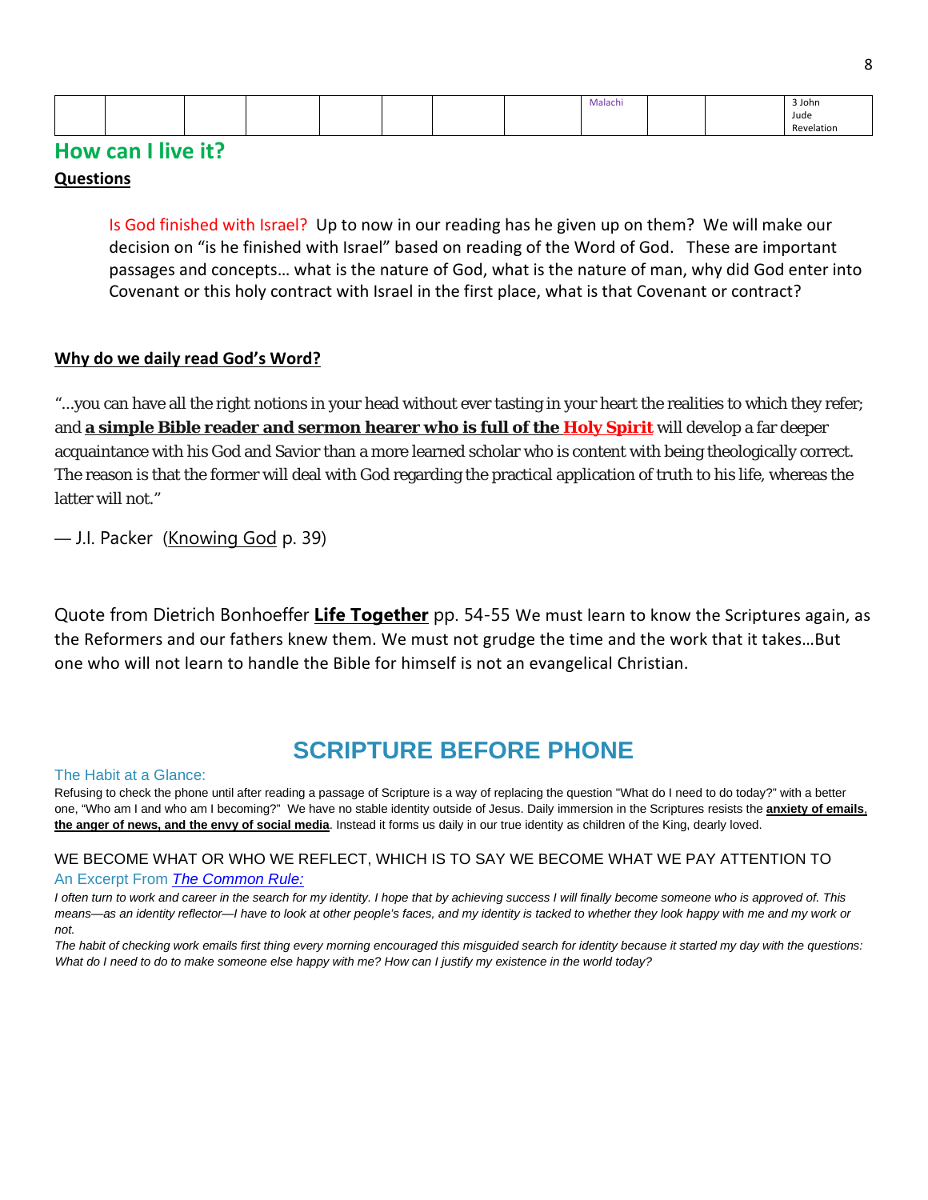| | | | | | | | | Malachi | | | 3 John<br>Jude<br>Revelation |
|---|---|---|---|---|---|---|---|---|---|---|---|

## How can I live it?

**Questions**

Is God finished with Israel? Up to now in our reading has he given up on them? We will make our decision on "is he finished with Israel" based on reading of the Word of God. These are important passages and concepts… what is the nature of God, what is the nature of man, why did God enter into Covenant or this holy contract with Israel in the first place, what is that Covenant or contract?

**Why do we daily read God's Word?**

"…you can have all the right notions in your head without ever tasting in your heart the realities to which they refer; and **a simple Bible reader and sermon hearer who is full of the Holy Spirit** will develop a far deeper acquaintance with his God and Savior than a more learned scholar who is content with being theologically correct. The reason is that the former will deal with God regarding the practical application of truth to his life, whereas the latter will not."

— J.I. Packer (Knowing God p. 39)

Quote from Dietrich Bonhoeffer **Life Together** pp. 54-55 We must learn to know the Scriptures again, as the Reformers and our fathers knew them. We must not grudge the time and the work that it takes…But one who will not learn to handle the Bible for himself is not an evangelical Christian.

## SCRIPTURE BEFORE PHONE

The Habit at a Glance:

Refusing to check the phone until after reading a passage of Scripture is a way of replacing the question "What do I need to do today?" with a better one, "Who am I and who am I becoming?" We have no stable identity outside of Jesus. Daily immersion in the Scriptures resists the **anxiety of emails, the anger of news, and the envy of social media**. Instead it forms us daily in our true identity as children of the King, dearly loved.

WE BECOME WHAT OR WHO WE REFLECT, WHICH IS TO SAY WE BECOME WHAT WE PAY ATTENTION TO

An Excerpt From *The Common Rule:*

*I often turn to work and career in the search for my identity. I hope that by achieving success I will finally become someone who is approved of. This means—as an identity reflector—I have to look at other people's faces, and my identity is tacked to whether they look happy with me and my work or not.*

*The habit of checking work emails first thing every morning encouraged this misguided search for identity because it started my day with the questions: What do I need to do to make someone else happy with me? How can I justify my existence in the world today?*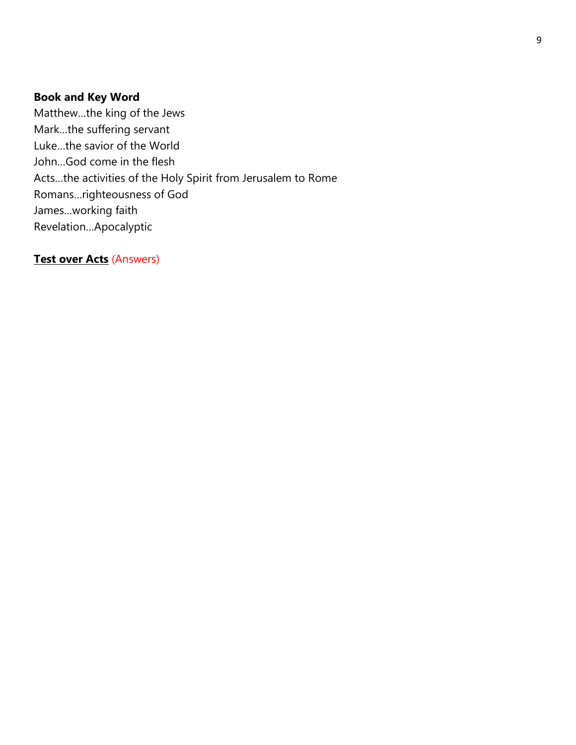**Book and Key Word**

Matthew…the king of the Jews
Mark…the suffering servant
Luke…the savior of the World
John…God come in the flesh
Acts…the activities of the Holy Spirit from Jerusalem to Rome
Romans…righteousness of God
James…working faith
Revelation…Apocalyptic

**Test over Acts** (Answers)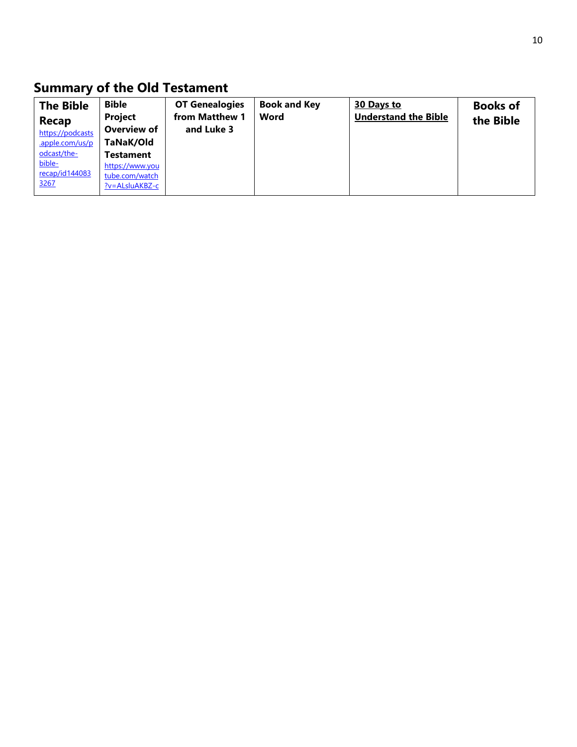## Summary of the Old Testament

| **The Bible Recap** https://podcasts.apple.com/us/podcast/the-bible-recap/id1440833267 | **Bible Project Overview of TaNaK/Old Testament** https://www.youtube.com/watch?v=ALsluAKBZ-c | **OT Genealogies from Matthew 1 and Luke 3** | **Book and Key Word** | **30 Days to Understand the Bible** | **Books of the Bible** |
|---|---|---|---|---|---|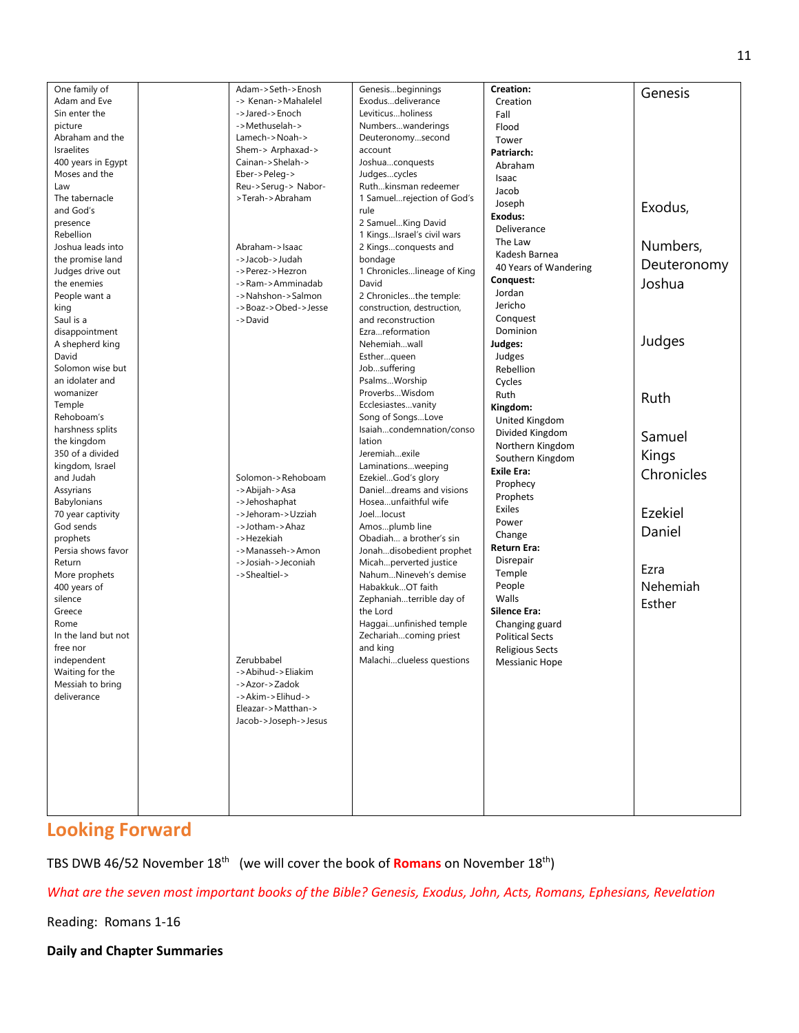| One family of Adam and Eve<br>Sin enter the picture<br>Abraham and the Israelites<br>400 years in Egypt<br>Moses and the Law<br>The tabernacle and God's presence<br>Rebellion<br>Joshua leads into the promise land<br>Judges drive out the enemies<br>People want a king<br>Saul is a disappointment<br>A shepherd king David<br>Solomon wise but an idolater and womanizer<br>Temple<br>Rehoboam's harshness splits the kingdom<br>350 of a divided kingdom, Israel and Judah<br>Assyrians<br>Babylonians<br>70 year captivity<br>God sends prophets<br>Persia shows favor<br>Return<br>More prophets<br>400 years of silence<br>Greece<br>Rome<br>In the land but not free nor independent<br>Waiting for the Messiah to bring deliverance | | Adam->Seth->Enosh -> Kenan->Mahalelel ->Jared->Enoch ->Methuselah-> Lamech->Noah-> Shem-> Arphaxad-> Cainan->Shelah-> Eber->Peleg-> Reu->Serug-> Nabor->Terah->Abraham<br><br>Abraham->Isaac ->Jacob->Judah ->Perez->Hezron ->Ram->Amminadab ->Nahshon->Salmon ->Boaz->Obed->Jesse ->David<br><br>Solomon->Rehoboam ->Abijah->Asa ->Jehoshaphat ->Jehoram->Uzziah ->Jotham->Ahaz ->Hezekiah ->Manasseh->Amon ->Josiah->Jeconiah ->Shealtiel-><br><br>Zerubbabel ->Abihud->Eliakim ->Azor->Zadok ->Akim->Elihud-> Eleazar->Matthan-> Jacob->Joseph->Jesus | Genesis…beginnings<br>Exodus…deliverance<br>Leviticus…holiness<br>Numbers…wanderings<br>Deuteronomy…second account<br>Joshua…conquests<br>Judges…cycles<br>Ruth…kinsman redeemer<br>1 Samuel…rejection of God's rule<br>2 Samuel…King David<br>1 Kings…Israel's civil wars<br>2 Kings…conquests and bondage<br>1 Chronicles…lineage of King David<br>2 Chronicles…the temple: construction, destruction, and reconstruction<br>Ezra…reformation<br>Nehemiah…wall<br>Esther…queen<br>Job…suffering<br>Psalms…Worship<br>Proverbs…Wisdom<br>Ecclesiastes…vanity<br>Song of Songs…Love<br>Isaiah…condemnation/consolation<br>Jeremiah…exile<br>Laminations…weeping<br>Ezekiel…God's glory<br>Daniel…dreams and visions<br>Hosea…unfaithful wife<br>Joel…locust<br>Amos…plumb line<br>Obadiah… a brother's sin<br>Jonah…disobedient prophet<br>Micah…perverted justice<br>Nahum…Nineveh's demise<br>Habakkuk…OT faith<br>Zephaniah…terrible day of the Lord<br>Haggai…unfinished temple<br>Zechariah…coming priest and king<br>Malachi…clueless questions | **Creation:**<br>Creation<br>Fall<br>Flood<br>Tower<br>**Patriarch:**<br>Abraham<br>Isaac<br>Jacob<br>Joseph<br>**Exodus:**<br>Deliverance<br>The Law<br>Kadesh Barnea<br>40 Years of Wandering<br>**Conquest:**<br>Jordan<br>Jericho<br>Conquest<br>Dominion<br>**Judges:**<br>Judges<br>Rebellion<br>Cycles<br>Ruth<br>**Kingdom:**<br>United Kingdom<br>Divided Kingdom<br>Northern Kingdom<br>Southern Kingdom<br>**Exile Era:**<br>Prophecy<br>Prophets<br>Exiles<br>Power<br>Change<br>**Return Era:**<br>Disrepair<br>Temple<br>People<br>Walls<br>**Silence Era:**<br>Changing guard<br>Political Sects<br>Religious Sects<br>Messianic Hope | Genesis<br><br>Exodus,<br><br>Numbers,<br>Deuteronomy<br>Joshua<br><br>Judges<br><br>Ruth<br><br>Samuel<br>Kings<br>Chronicles<br><br>Ezekiel<br>Daniel<br><br>Ezra<br>Nehemiah<br>Esther |
|---|---|---|---|---|---|

## Looking Forward

TBS DWB 46/52 November 18th (we will cover the book of **Romans** on November 18th)

*What are the seven most important books of the Bible? Genesis, Exodus, John, Acts, Romans, Ephesians, Revelation*

Reading: Romans 1-16

**Daily and Chapter Summaries**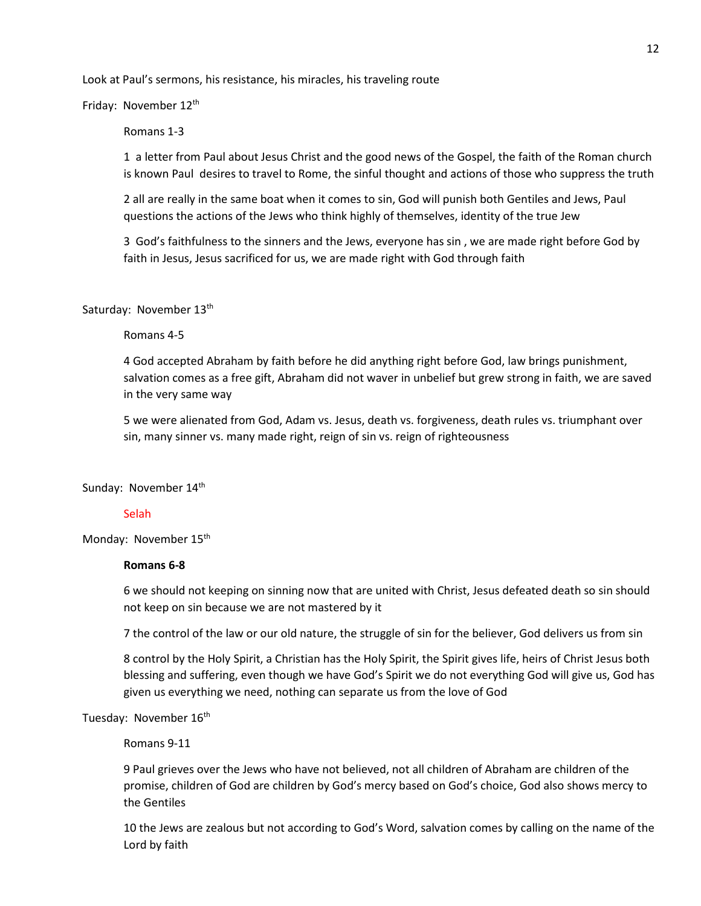Look at Paul's sermons, his resistance, his miracles, his traveling route

Friday: November 12th

Romans 1-3

1 a letter from Paul about Jesus Christ and the good news of the Gospel, the faith of the Roman church is known Paul desires to travel to Rome, the sinful thought and actions of those who suppress the truth

2 all are really in the same boat when it comes to sin, God will punish both Gentiles and Jews, Paul questions the actions of the Jews who think highly of themselves, identity of the true Jew

3 God's faithfulness to the sinners and the Jews, everyone has sin , we are made right before God by faith in Jesus, Jesus sacrificed for us, we are made right with God through faith

Saturday: November 13th

Romans 4-5

4 God accepted Abraham by faith before he did anything right before God, law brings punishment, salvation comes as a free gift, Abraham did not waver in unbelief but grew strong in faith, we are saved in the very same way

5 we were alienated from God, Adam vs. Jesus, death vs. forgiveness, death rules vs. triumphant over sin, many sinner vs. many made right, reign of sin vs. reign of righteousness

Sunday: November 14th

Selah

Monday: November 15th

**Romans 6-8**

6 we should not keeping on sinning now that are united with Christ, Jesus defeated death so sin should not keep on sin because we are not mastered by it

7 the control of the law or our old nature, the struggle of sin for the believer, God delivers us from sin

8 control by the Holy Spirit, a Christian has the Holy Spirit, the Spirit gives life, heirs of Christ Jesus both blessing and suffering, even though we have God's Spirit we do not everything God will give us, God has given us everything we need, nothing can separate us from the love of God

Tuesday: November 16th

Romans 9-11

9 Paul grieves over the Jews who have not believed, not all children of Abraham are children of the promise, children of God are children by God's mercy based on God's choice, God also shows mercy to the Gentiles

10 the Jews are zealous but not according to God's Word, salvation comes by calling on the name of the Lord by faith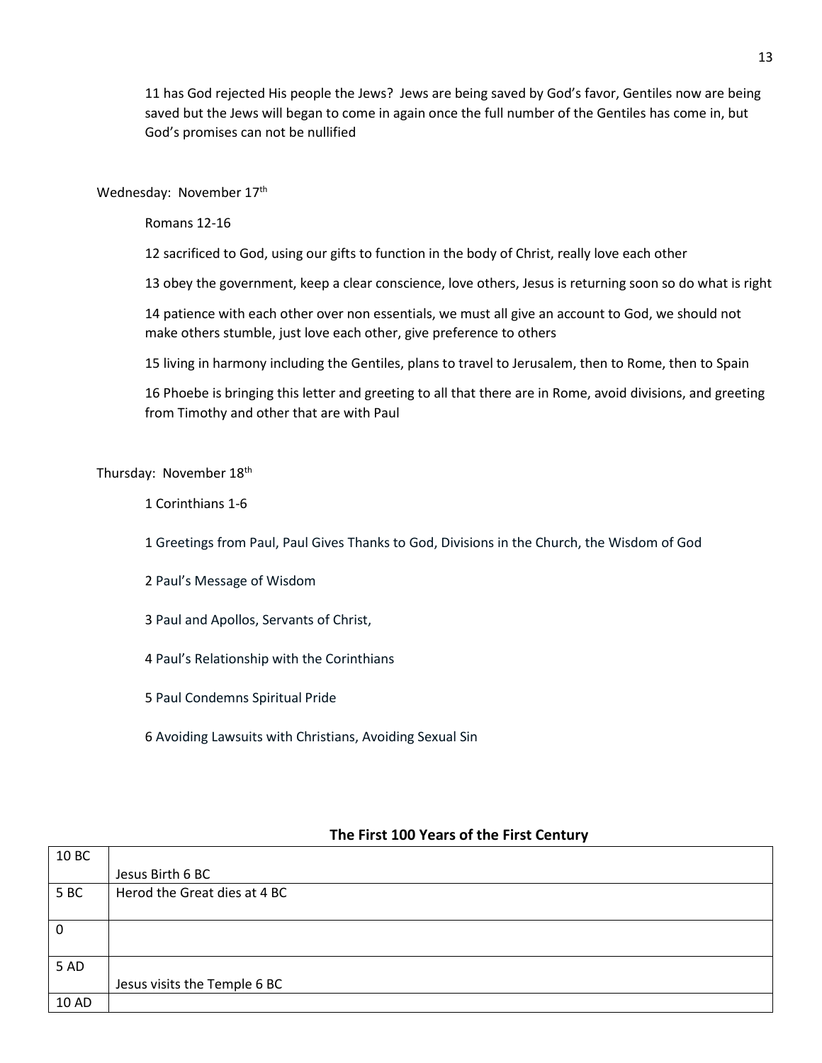11 has God rejected His people the Jews? Jews are being saved by God's favor, Gentiles now are being saved but the Jews will began to come in again once the full number of the Gentiles has come in, but God's promises can not be nullified

Wednesday: November 17th

Romans 12-16

12 sacrificed to God, using our gifts to function in the body of Christ, really love each other

13 obey the government, keep a clear conscience, love others, Jesus is returning soon so do what is right

14 patience with each other over non essentials, we must all give an account to God, we should not make others stumble, just love each other, give preference to others

15 living in harmony including the Gentiles, plans to travel to Jerusalem, then to Rome, then to Spain

16 Phoebe is bringing this letter and greeting to all that there are in Rome, avoid divisions, and greeting from Timothy and other that are with Paul

Thursday: November 18th

1 Corinthians 1-6

1 Greetings from Paul, Paul Gives Thanks to God, Divisions in the Church, the Wisdom of God

2 Paul's Message of Wisdom

3 Paul and Apollos, Servants of Christ,

4 Paul's Relationship with the Corinthians

5 Paul Condemns Spiritual Pride

6 Avoiding Lawsuits with Christians, Avoiding Sexual Sin

**The First 100 Years of the First Century**

| | |
|---|---|
| 10 BC | Jesus Birth 6 BC |
| 5 BC | Herod the Great dies at 4 BC |
| 0 | |
| 5 AD | Jesus visits the Temple 6 BC |
| 10 AD | |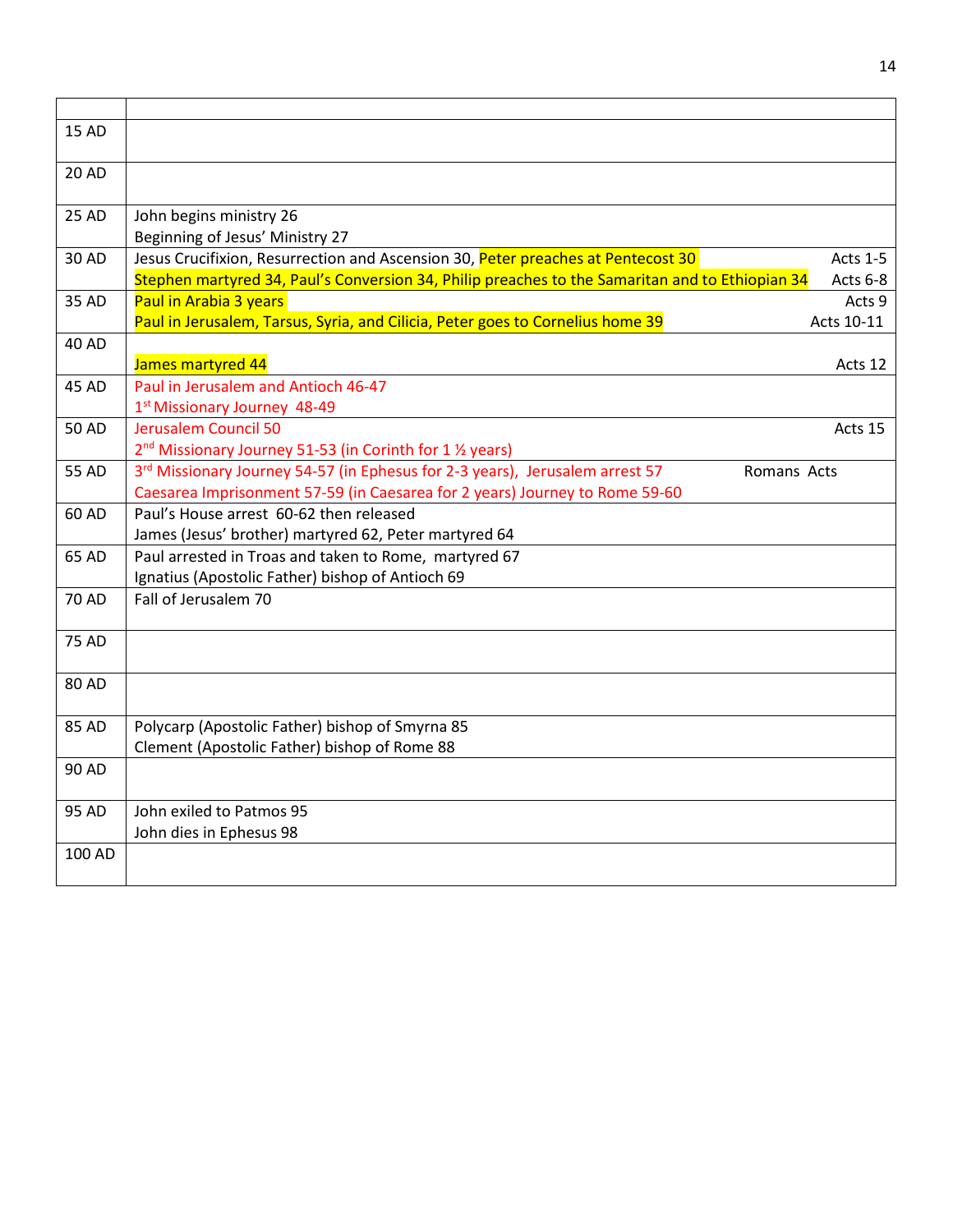| | | |
|---|---|---|
| 15 AD | | |
| 20 AD | | |
| 25 AD | John begins ministry 26<br>Beginning of Jesus' Ministry 27 | |
| 30 AD | Jesus Crucifixion, Resurrection and Ascension 30, Peter preaches at Pentecost 30<br>Stephen martyred 34, Paul's Conversion 34, Philip preaches to the Samaritan and to Ethiopian 34 | Acts 1-5<br>Acts 6-8 |
| 35 AD | Paul in Arabia 3 years<br>Paul in Jerusalem, Tarsus, Syria, and Cilicia, Peter goes to Cornelius home 39 | Acts 9<br>Acts 10-11 |
| 40 AD | James martyred 44 | Acts 12 |
| 45 AD | Paul in Jerusalem and Antioch 46-47<br>1st Missionary Journey 48-49 | |
| 50 AD | Jerusalem Council 50<br>2nd Missionary Journey 51-53 (in Corinth for 1 ½ years) | Acts 15 |
| 55 AD | 3rd Missionary Journey 54-57 (in Ephesus for 2-3 years), Jerusalem arrest 57<br>Caesarea Imprisonment 57-59 (in Caesarea for 2 years) Journey to Rome 59-60 | Romans Acts |
| 60 AD | Paul's House arrest 60-62 then released<br>James (Jesus' brother) martyred 62, Peter martyred 64 | |
| 65 AD | Paul arrested in Troas and taken to Rome, martyred 67<br>Ignatius (Apostolic Father) bishop of Antioch 69 | |
| 70 AD | Fall of Jerusalem 70 | |
| 75 AD | | |
| 80 AD | | |
| 85 AD | Polycarp (Apostolic Father) bishop of Smyrna 85<br>Clement (Apostolic Father) bishop of Rome 88 | |
| 90 AD | | |
| 95 AD | John exiled to Patmos 95<br>John dies in Ephesus 98 | |
| 100 AD | | |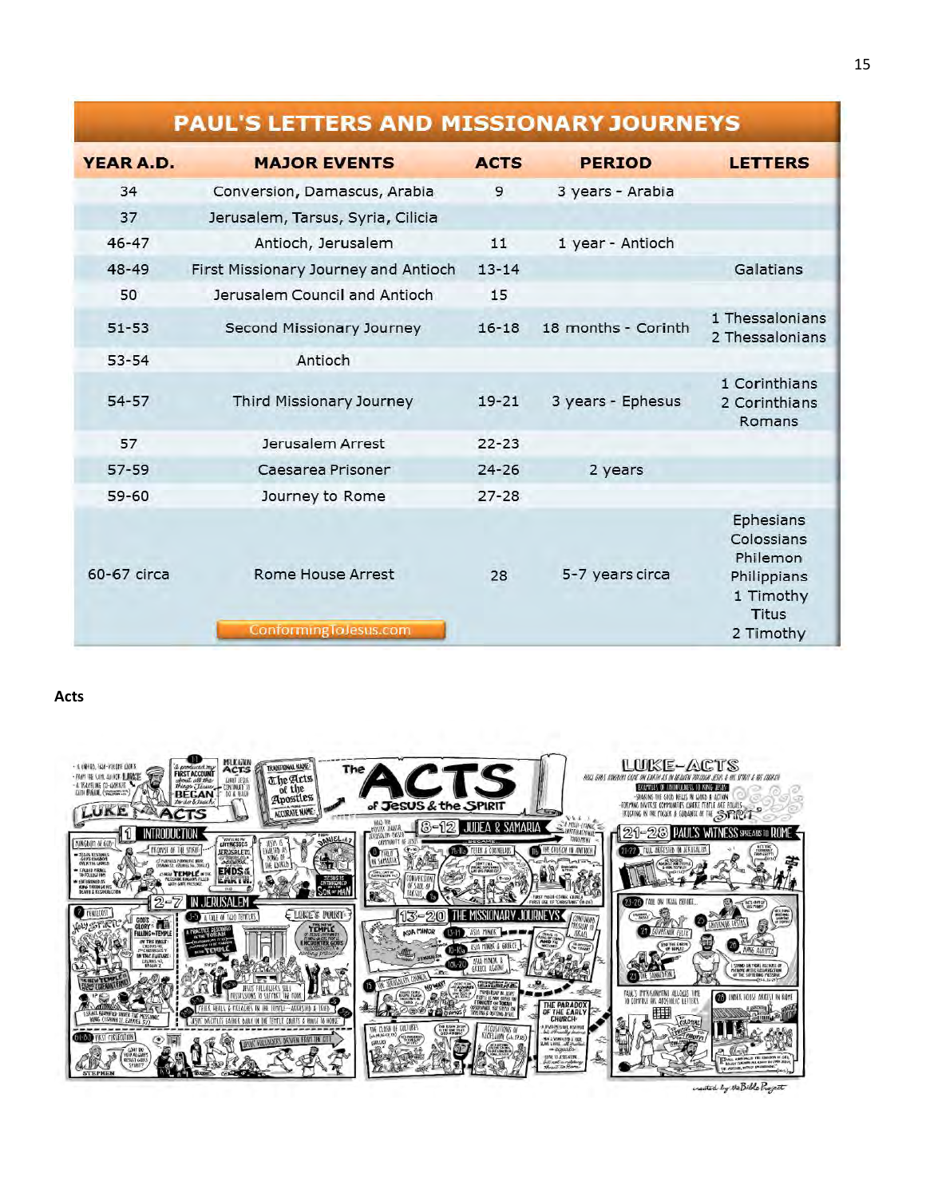**PAUL'S LETTERS AND MISSIONARY JOURNEYS**

| YEAR A.D. | MAJOR EVENTS | ACTS | PERIOD | LETTERS |
|---|---|---|---|---|
| 34 | Conversion, Damascus, Arabia | 9 | 3 years - Arabia | |
| 37 | Jerusalem, Tarsus, Syria, Cilicia | | | |
| 46-47 | Antioch, Jerusalem | 11 | 1 year - Antioch | |
| 48-49 | First Missionary Journey and Antioch | 13-14 | | Galatians |
| 50 | Jerusalem Council and Antioch | 15 | | |
| 51-53 | Second Missionary Journey | 16-18 | 18 months - Corinth | 1 Thessalonians<br>2 Thessalonians |
| 53-54 | Antioch | | | |
| 54-57 | Third Missionary Journey | 19-21 | 3 years - Ephesus | 1 Corinthians<br>2 Corinthians<br>Romans |
| 57 | Jerusalem Arrest | 22-23 | | |
| 57-59 | Caesarea Prisoner | 24-26 | 2 years | |
| 59-60 | Journey to Rome | 27-28 | | |
| 60-67 circa | Rome House Arrest | 28 | 5-7 years circa | Ephesians<br>Colossians<br>Philemon<br>Philippians<br>1 Timothy<br>Titus<br>2 Timothy |

ConformingToJesus.com

**Acts**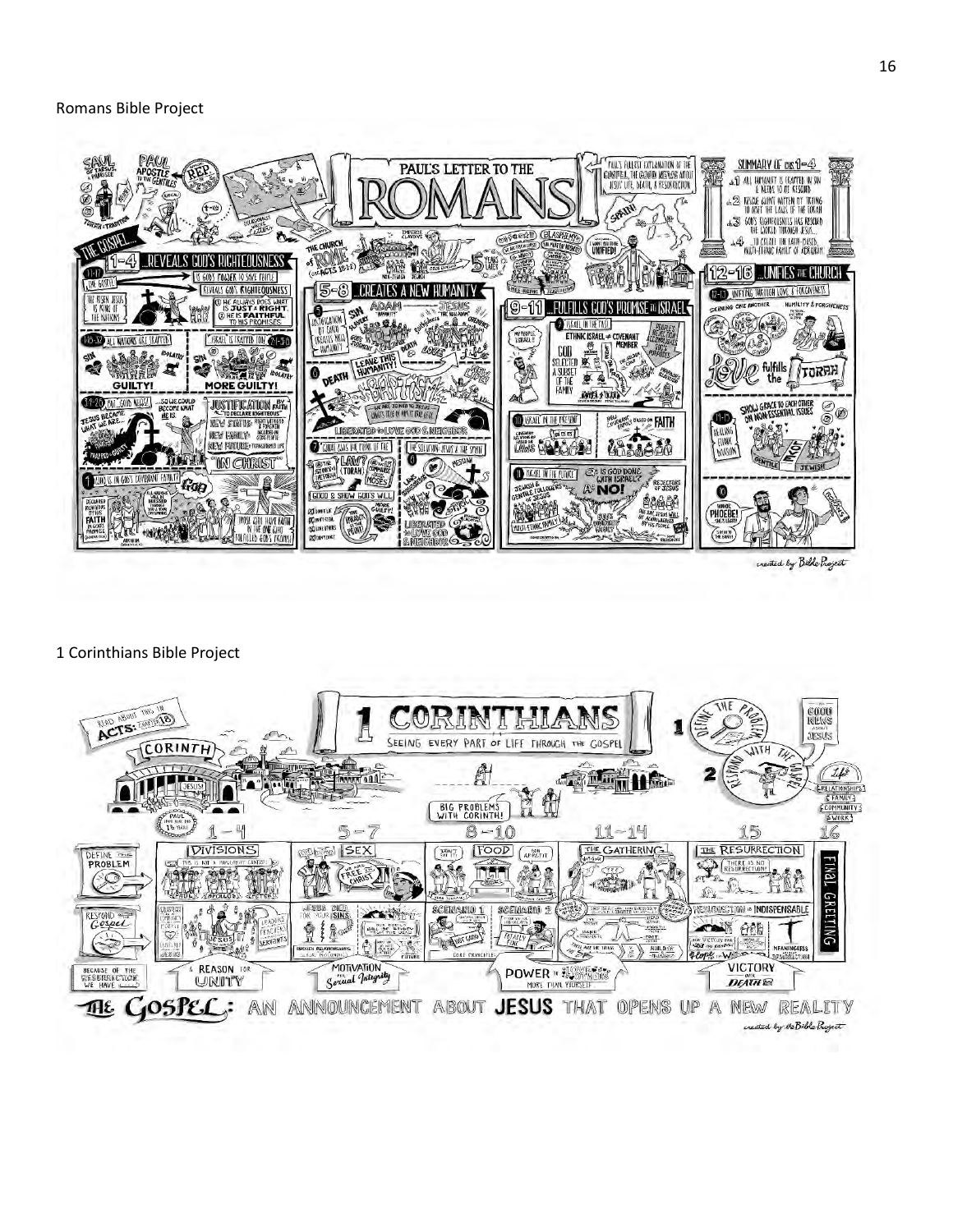Romans Bible Project

1 Corinthians Bible Project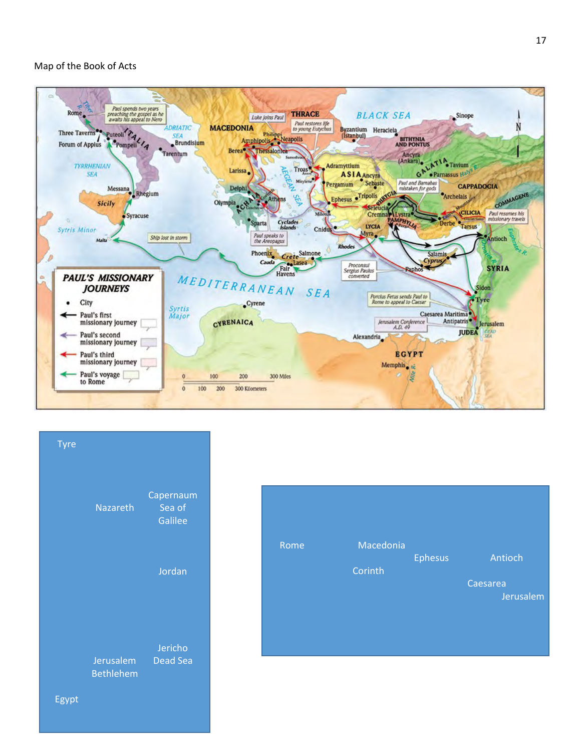Map of the Book of Acts

PAUL'S MISSIONARY JOURNEYS

City

Paul's first missionary journey

Paul's second missionary journey

Paul's third missionary journey

Paul's voyage to Rome

0 100 200 300 Miles

0 100 200 300 Kilometers

Paul spends two years preaching the gospel as he awaits his appeal to Nero

Luke joins Paul

Paul restores life to young Eutychus

Paul and Barnabas mistaken for gods

Paul resumes his missionary travels

Ship lost in storm

Paul speaks to the Areopagus

Proconsul Sergius Paulus converted

Porcius Fetus sends Paul to Rome to appeal to Caesar

Jerusalem Conference A.D. 49

Rome, Three Taverns, Forum of Appius, Puteoli, Pompeii, ITALIA, Brundisium, Tarentum, ADRIATIC SEA, TYRRHENIAN SEA, Messana, Rhegium, Sicily, Syracuse, Sytris Minor, Malta, MACEDONIA, THRACE, Philippi, Amphipolis, Neapolis, Berea, Thessalonica, Larissa, Delphi, Olympia, ACHAIA, Corinth, Athens, Sparta, Cyclades Islands, AEGEAN SEA, Troas, Adramyttium, ASIA, Pergamum, Ephesus, Miletus, Cnidus, Rhodes, Phoenix, Cauda, Crete, Salmone, Lasea, Fair Havens, BLACK SEA, Byzantium (Istanbul), Heracleia, Sinope, BITHYNIA AND PONTUS, Ancyra (Ankara), GALATIA, Tavium, Parnassus, Sebaste, CAPPADOCIA, Archelais, PHRYGIA, Tripolis, Seleucia, Cremna, Lystra, Derbe, PAMPHYLIA, Perga, LYCIA, Myra, CILICIA, Tarsus, COMMAGENE, Antioch, SYRIA, Euphrates R., Orontes R., Salamis, Cyprus, Paphos, Sidon, Tyre, Caesarea Maritima, Antipatris, Jerusalem, JUDEA, DEAD SEA, MEDITERRANEAN SEA, Syrtis Major, Cyrene, CYRENAICA, Alexandria, EGYPT, Memphis, Nile R.

Tyre

Nazareth

Capernaum

Sea of Galilee

Jordan

Jericho

Jerusalem

Dead Sea

Bethlehem

Egypt

Rome

Macedonia

Ephesus

Antioch

Corinth

Caesarea

Jerusalem